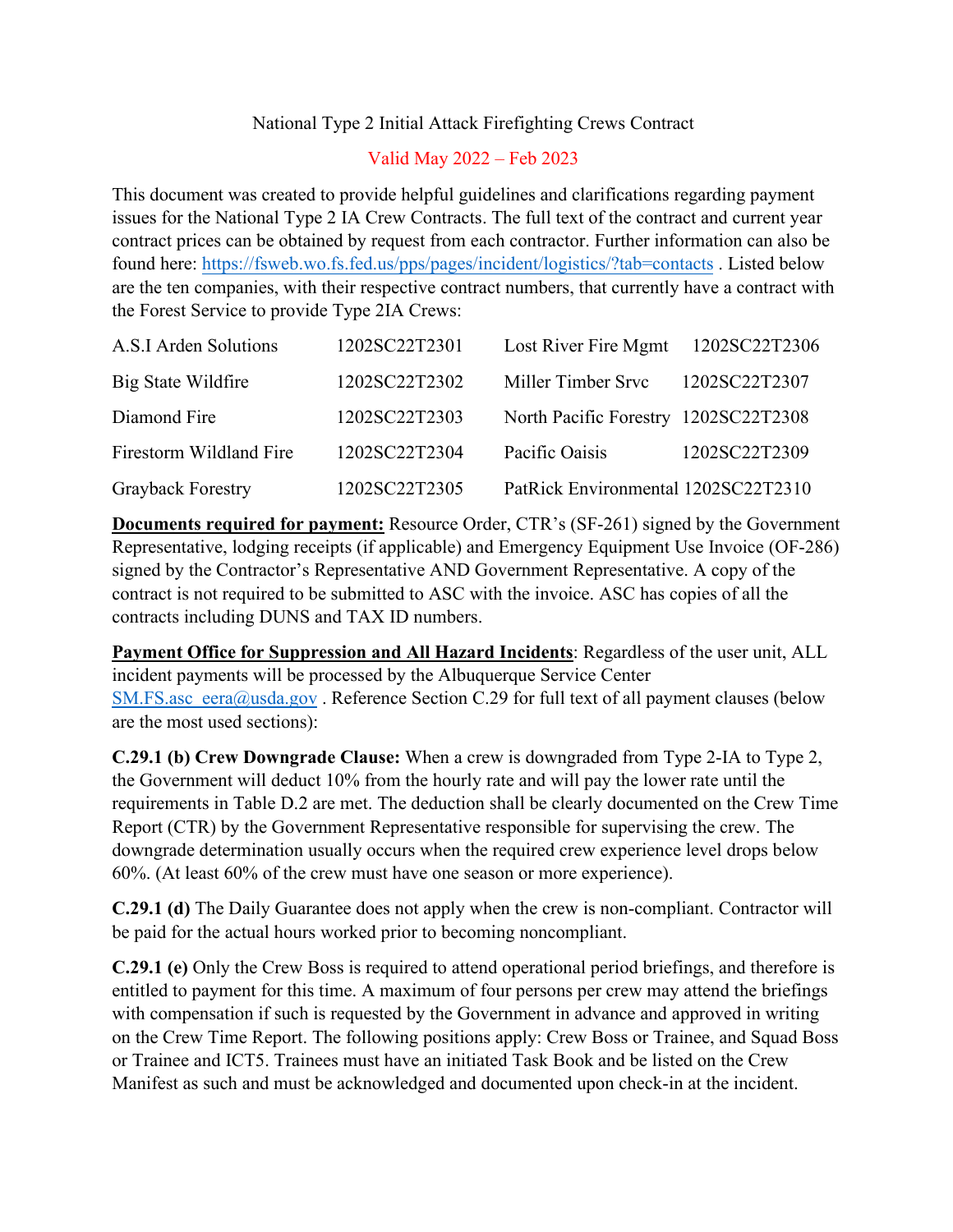# National Type 2 Initial Attack Firefighting Crews Contract

Valid May 2022 – Feb 2023

This document was created to provide helpful guidelines and clarifications regarding payment issues for the National Type 2 IA Crew Contracts. The full text of the contract and current year contract prices can be obtained by request from each contractor. Further information can also be found here: https://fsweb.wo.fs.fed.us/pps/pages/incident/logistics/?tab=contacts . Listed below are the ten companies, with their respective contract numbers, that currently have a contract with the Forest Service to provide Type 2IA Crews:

| | | | |
|---|---|---|---|
| A.S.I Arden Solutions | 1202SC22T2301 | Lost River Fire Mgmt | 1202SC22T2306 |
| Big State Wildfire | 1202SC22T2302 | Miller Timber Srvc | 1202SC22T2307 |
| Diamond Fire | 1202SC22T2303 | North Pacific Forestry | 1202SC22T2308 |
| Firestorm Wildland Fire | 1202SC22T2304 | Pacific Oaisis | 1202SC22T2309 |
| Grayback Forestry | 1202SC22T2305 | PatRick Environmental | 1202SC22T2310 |

**Documents required for payment:** Resource Order, CTR's (SF-261) signed by the Government Representative, lodging receipts (if applicable) and Emergency Equipment Use Invoice (OF-286) signed by the Contractor's Representative AND Government Representative. A copy of the contract is not required to be submitted to ASC with the invoice. ASC has copies of all the contracts including DUNS and TAX ID numbers.

**Payment Office for Suppression and All Hazard Incidents**: Regardless of the user unit, ALL incident payments will be processed by the Albuquerque Service Center SM.FS.asc_eera@usda.gov . Reference Section C.29 for full text of all payment clauses (below are the most used sections):

**C.29.1 (b) Crew Downgrade Clause:** When a crew is downgraded from Type 2-IA to Type 2, the Government will deduct 10% from the hourly rate and will pay the lower rate until the requirements in Table D.2 are met. The deduction shall be clearly documented on the Crew Time Report (CTR) by the Government Representative responsible for supervising the crew. The downgrade determination usually occurs when the required crew experience level drops below 60%. (At least 60% of the crew must have one season or more experience).

**C.29.1 (d)** The Daily Guarantee does not apply when the crew is non-compliant. Contractor will be paid for the actual hours worked prior to becoming noncompliant.

**C.29.1 (e)** Only the Crew Boss is required to attend operational period briefings, and therefore is entitled to payment for this time. A maximum of four persons per crew may attend the briefings with compensation if such is requested by the Government in advance and approved in writing on the Crew Time Report. The following positions apply: Crew Boss or Trainee, and Squad Boss or Trainee and ICT5. Trainees must have an initiated Task Book and be listed on the Crew Manifest as such and must be acknowledged and documented upon check-in at the incident.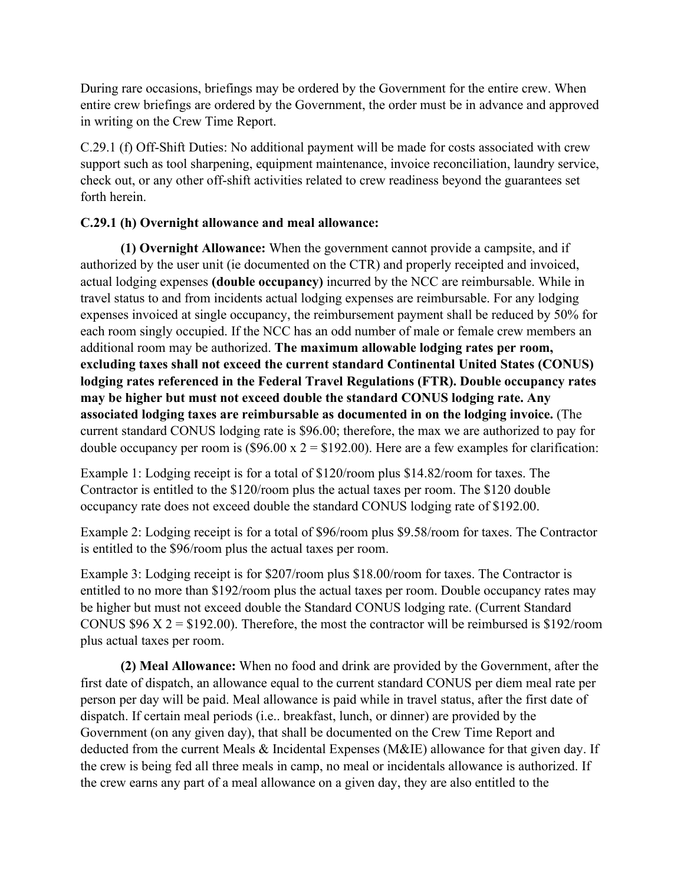During rare occasions, briefings may be ordered by the Government for the entire crew. When entire crew briefings are ordered by the Government, the order must be in advance and approved in writing on the Crew Time Report.

C.29.1 (f) Off-Shift Duties: No additional payment will be made for costs associated with crew support such as tool sharpening, equipment maintenance, invoice reconciliation, laundry service, check out, or any other off-shift activities related to crew readiness beyond the guarantees set forth herein.

**C.29.1 (h) Overnight allowance and meal allowance:**

**(1) Overnight Allowance:** When the government cannot provide a campsite, and if authorized by the user unit (ie documented on the CTR) and properly receipted and invoiced, actual lodging expenses **(double occupancy)** incurred by the NCC are reimbursable. While in travel status to and from incidents actual lodging expenses are reimbursable. For any lodging expenses invoiced at single occupancy, the reimbursement payment shall be reduced by 50% for each room singly occupied. If the NCC has an odd number of male or female crew members an additional room may be authorized. **The maximum allowable lodging rates per room, excluding taxes shall not exceed the current standard Continental United States (CONUS) lodging rates referenced in the Federal Travel Regulations (FTR). Double occupancy rates may be higher but must not exceed double the standard CONUS lodging rate. Any associated lodging taxes are reimbursable as documented in on the lodging invoice.** (The current standard CONUS lodging rate is $96.00; therefore, the max we are authorized to pay for double occupancy per room is ($96.00 x 2 = $192.00). Here are a few examples for clarification:

Example 1: Lodging receipt is for a total of $120/room plus $14.82/room for taxes. The Contractor is entitled to the $120/room plus the actual taxes per room. The $120 double occupancy rate does not exceed double the standard CONUS lodging rate of $192.00.

Example 2: Lodging receipt is for a total of $96/room plus $9.58/room for taxes. The Contractor is entitled to the $96/room plus the actual taxes per room.

Example 3: Lodging receipt is for $207/room plus $18.00/room for taxes. The Contractor is entitled to no more than $192/room plus the actual taxes per room. Double occupancy rates may be higher but must not exceed double the Standard CONUS lodging rate. (Current Standard CONUS $96 X 2 = $192.00). Therefore, the most the contractor will be reimbursed is $192/room plus actual taxes per room.

**(2) Meal Allowance:** When no food and drink are provided by the Government, after the first date of dispatch, an allowance equal to the current standard CONUS per diem meal rate per person per day will be paid. Meal allowance is paid while in travel status, after the first date of dispatch. If certain meal periods (i.e.. breakfast, lunch, or dinner) are provided by the Government (on any given day), that shall be documented on the Crew Time Report and deducted from the current Meals & Incidental Expenses (M&IE) allowance for that given day. If the crew is being fed all three meals in camp, no meal or incidentals allowance is authorized. If the crew earns any part of a meal allowance on a given day, they are also entitled to the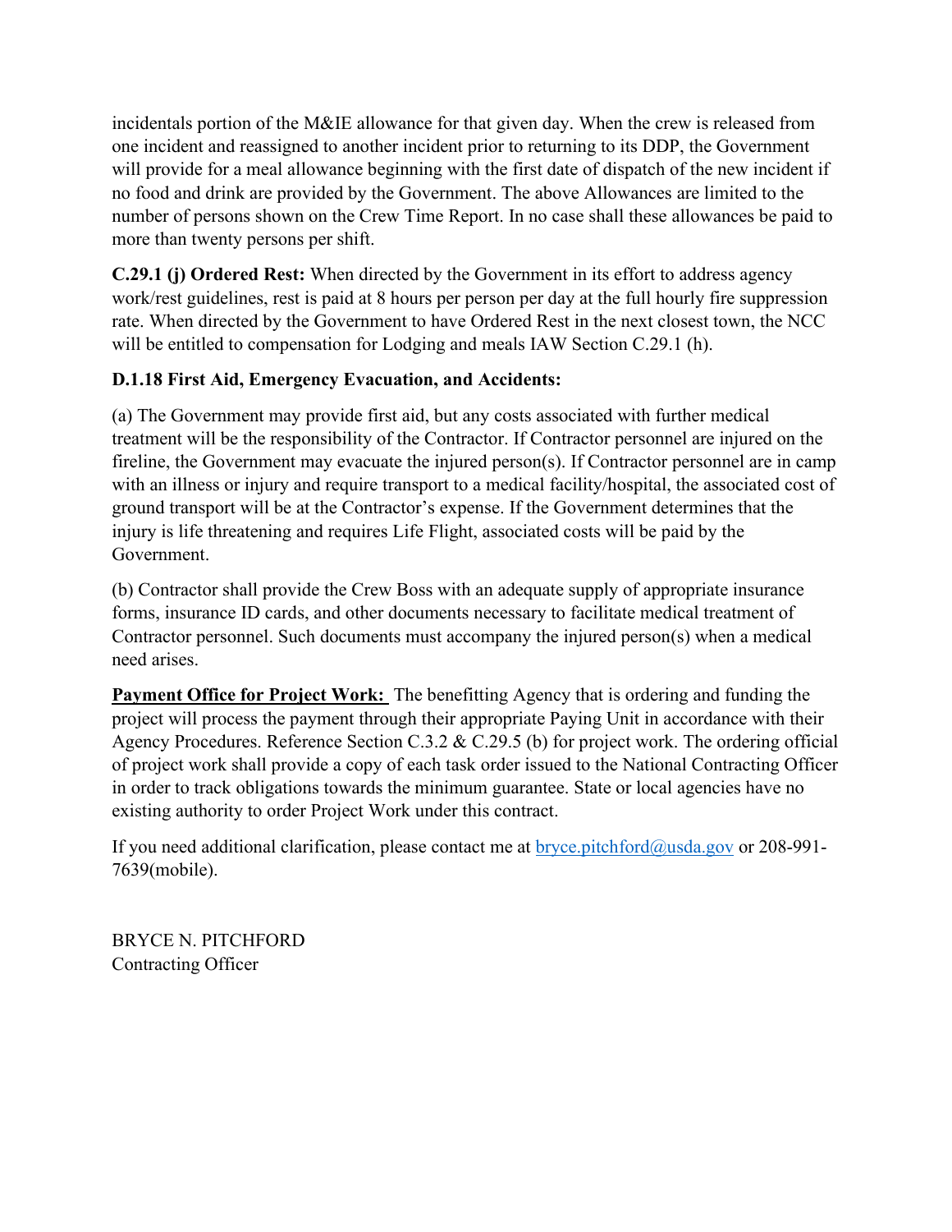incidentals portion of the M&IE allowance for that given day. When the crew is released from one incident and reassigned to another incident prior to returning to its DDP, the Government will provide for a meal allowance beginning with the first date of dispatch of the new incident if no food and drink are provided by the Government. The above Allowances are limited to the number of persons shown on the Crew Time Report. In no case shall these allowances be paid to more than twenty persons per shift.

**C.29.1 (j) Ordered Rest:** When directed by the Government in its effort to address agency work/rest guidelines, rest is paid at 8 hours per person per day at the full hourly fire suppression rate. When directed by the Government to have Ordered Rest in the next closest town, the NCC will be entitled to compensation for Lodging and meals IAW Section C.29.1 (h).

**D.1.18 First Aid, Emergency Evacuation, and Accidents:**

(a) The Government may provide first aid, but any costs associated with further medical treatment will be the responsibility of the Contractor. If Contractor personnel are injured on the fireline, the Government may evacuate the injured person(s). If Contractor personnel are in camp with an illness or injury and require transport to a medical facility/hospital, the associated cost of ground transport will be at the Contractor's expense. If the Government determines that the injury is life threatening and requires Life Flight, associated costs will be paid by the Government.

(b) Contractor shall provide the Crew Boss with an adequate supply of appropriate insurance forms, insurance ID cards, and other documents necessary to facilitate medical treatment of Contractor personnel. Such documents must accompany the injured person(s) when a medical need arises.

**Payment Office for Project Work:** The benefitting Agency that is ordering and funding the project will process the payment through their appropriate Paying Unit in accordance with their Agency Procedures. Reference Section C.3.2 & C.29.5 (b) for project work. The ordering official of project work shall provide a copy of each task order issued to the National Contracting Officer in order to track obligations towards the minimum guarantee. State or local agencies have no existing authority to order Project Work under this contract.

If you need additional clarification, please contact me at bryce.pitchford@usda.gov or 208-991-7639(mobile).

BRYCE N. PITCHFORD
Contracting Officer